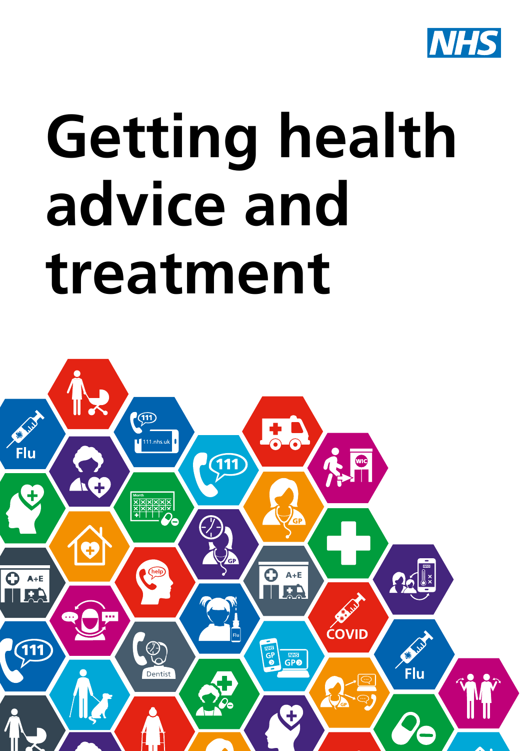# Getting health advice and treatment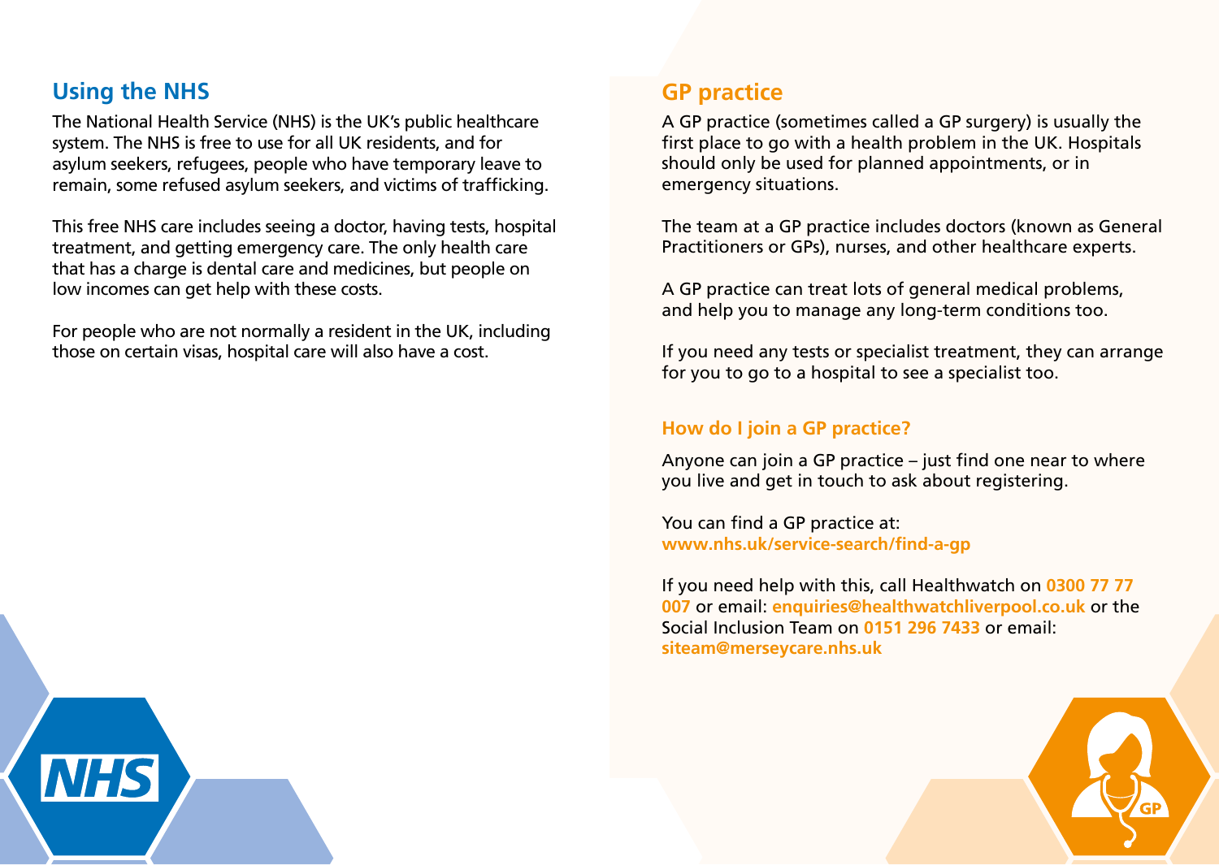## Using the NHS

The National Health Service (NHS) is the UK's public healthcare system. The NHS is free to use for all UK residents, and for asylum seekers, refugees, people who have temporary leave to remain, some refused asylum seekers, and victims of trafficking.

This free NHS care includes seeing a doctor, having tests, hospital treatment, and getting emergency care. The only health care that has a charge is dental care and medicines, but people on low incomes can get help with these costs.

For people who are not normally a resident in the UK, including those on certain visas, hospital care will also have a cost.

## GP practice

A GP practice (sometimes called a GP surgery) is usually the first place to go with a health problem in the UK. Hospitals should only be used for planned appointments, or in emergency situations.

The team at a GP practice includes doctors (known as General Practitioners or GPs), nurses, and other healthcare experts.

A GP practice can treat lots of general medical problems, and help you to manage any long-term conditions too.

If you need any tests or specialist treatment, they can arrange for you to go to a hospital to see a specialist too.

### How do I join a GP practice?

Anyone can join a GP practice – just find one near to where you live and get in touch to ask about registering.

You can find a GP practice at: **www.nhs.uk/service-search/find-a-gp**

If you need help with this, call Healthwatch on **0300 77 77 007** or email: **enquiries@healthwatchliverpool.co.uk** or the Social Inclusion Team on **0151 296 7433** or email: **siteam@merseycare.nhs.uk**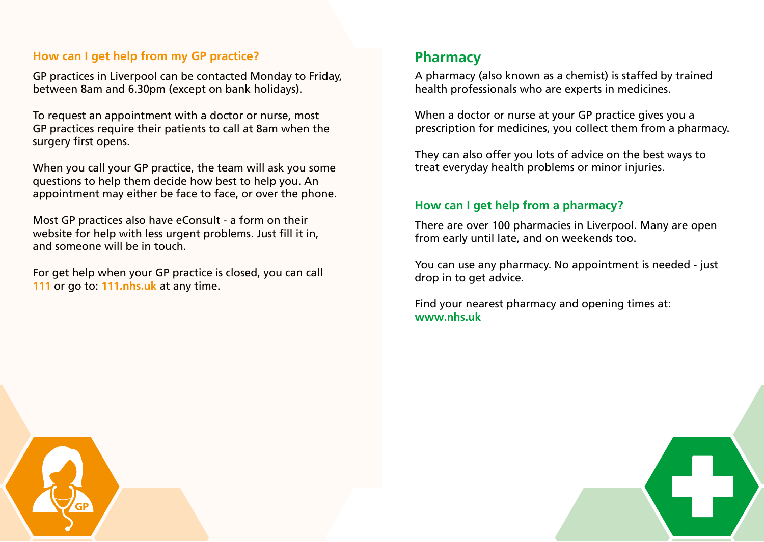### How can I get help from my GP practice?

GP practices in Liverpool can be contacted Monday to Friday, between 8am and 6.30pm (except on bank holidays).

To request an appointment with a doctor or nurse, most GP practices require their patients to call at 8am when the surgery first opens.

When you call your GP practice, the team will ask you some questions to help them decide how best to help you. An appointment may either be face to face, or over the phone.

Most GP practices also have eConsult - a form on their website for help with less urgent problems. Just fill it in, and someone will be in touch.

For get help when your GP practice is closed, you can call **111** or go to: **111.nhs.uk** at any time.

## Pharmacy

A pharmacy (also known as a chemist) is staffed by trained health professionals who are experts in medicines.

When a doctor or nurse at your GP practice gives you a prescription for medicines, you collect them from a pharmacy.

They can also offer you lots of advice on the best ways to treat everyday health problems or minor injuries.

### How can I get help from a pharmacy?

There are over 100 pharmacies in Liverpool. Many are open from early until late, and on weekends too.

You can use any pharmacy. No appointment is needed - just drop in to get advice.

Find your nearest pharmacy and opening times at: **www.nhs.uk**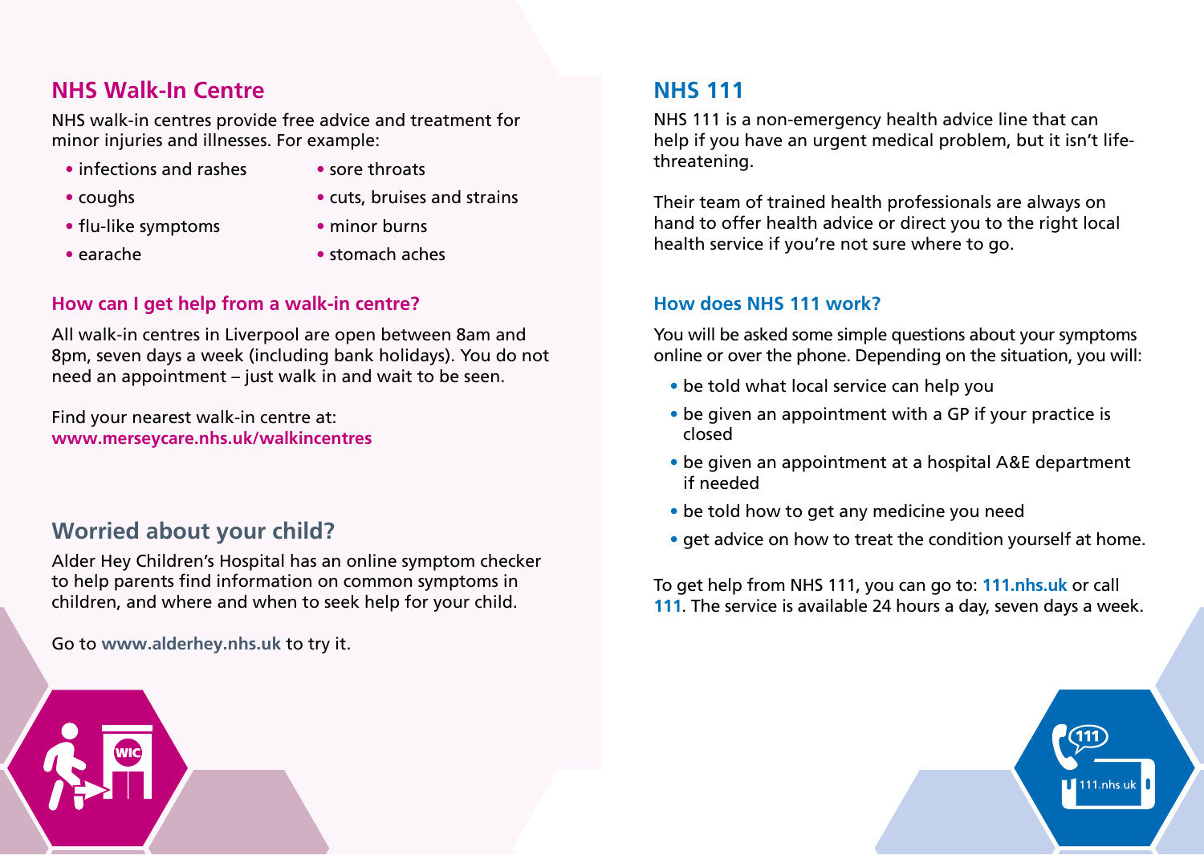## NHS Walk-In Centre

NHS walk-in centres provide free advice and treatment for minor injuries and illnesses. For example:

- infections and rashes
- coughs
- flu-like symptoms
- earache
- sore throats
- cuts, bruises and strains
- minor burns
- stomach aches

### How can I get help from a walk-in centre?

All walk-in centres in Liverpool are open between 8am and 8pm, seven days a week (including bank holidays). You do not need an appointment – just walk in and wait to be seen.

Find your nearest walk-in centre at:
**www.merseycare.nhs.uk/walkincentres**

## Worried about your child?

Alder Hey Children's Hospital has an online symptom checker to help parents find information on common symptoms in children, and where and when to seek help for your child.

Go to **www.alderhey.nhs.uk** to try it.

## NHS 111

NHS 111 is a non-emergency health advice line that can help if you have an urgent medical problem, but it isn't life-threatening.

Their team of trained health professionals are always on hand to offer health advice or direct you to the right local health service if you're not sure where to go.

### How does NHS 111 work?

You will be asked some simple questions about your symptoms online or over the phone. Depending on the situation, you will:

- be told what local service can help you
- be given an appointment with a GP if your practice is closed
- be given an appointment at a hospital A&E department if needed
- be told how to get any medicine you need
- get advice on how to treat the condition yourself at home.

To get help from NHS 111, you can go to: **111.nhs.uk** or call **111**. The service is available 24 hours a day, seven days a week.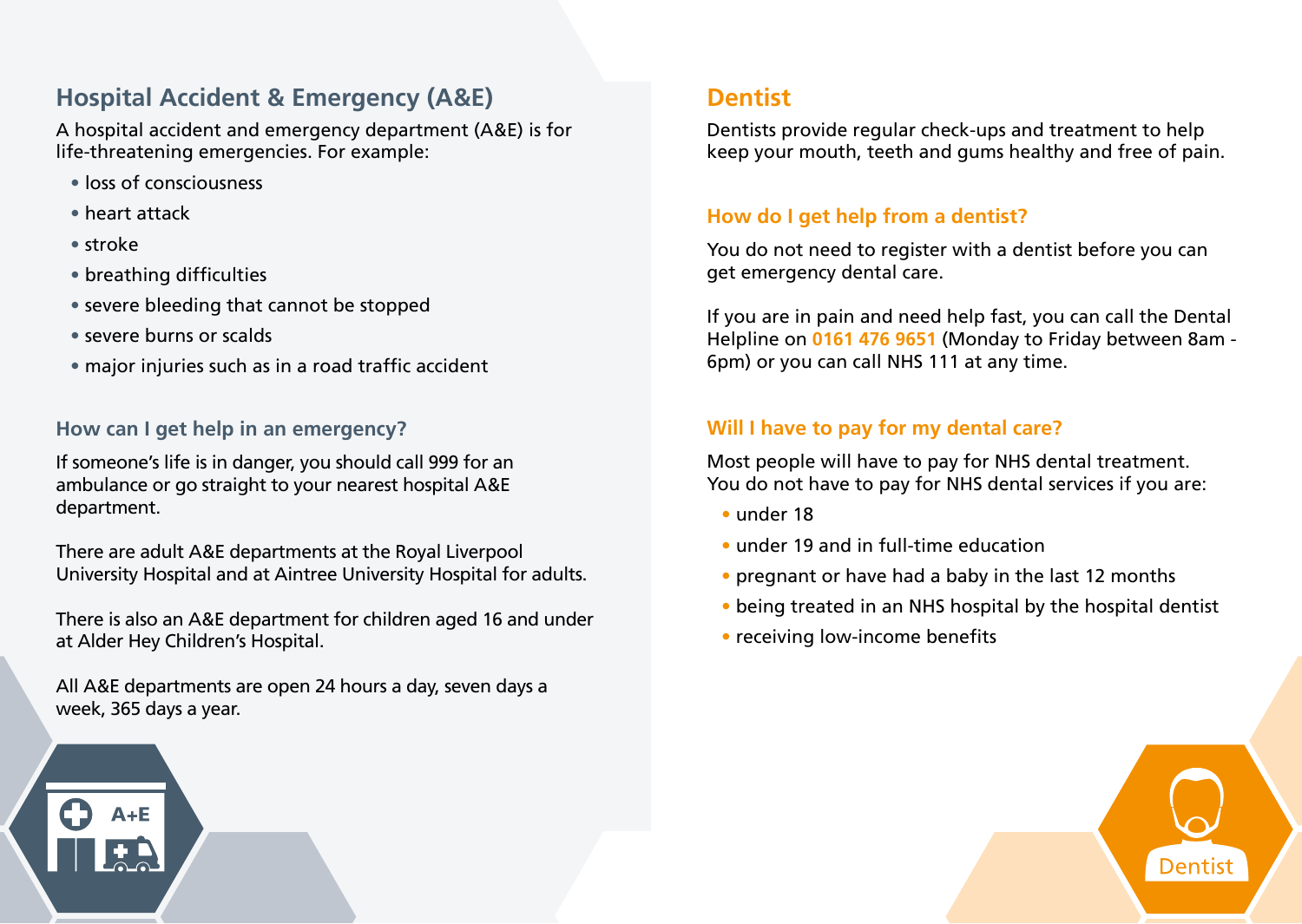## Hospital Accident & Emergency (A&E)

A hospital accident and emergency department (A&E) is for life-threatening emergencies. For example:

- loss of consciousness
- heart attack
- stroke
- breathing difficulties
- severe bleeding that cannot be stopped
- severe burns or scalds
- major injuries such as in a road traffic accident

### How can I get help in an emergency?

If someone's life is in danger, you should call 999 for an ambulance or go straight to your nearest hospital A&E department.

There are adult A&E departments at the Royal Liverpool University Hospital and at Aintree University Hospital for adults.

There is also an A&E department for children aged 16 and under at Alder Hey Children's Hospital.

All A&E departments are open 24 hours a day, seven days a week, 365 days a year.

## Dentist

Dentists provide regular check-ups and treatment to help keep your mouth, teeth and gums healthy and free of pain.

### How do I get help from a dentist?

You do not need to register with a dentist before you can get emergency dental care.

If you are in pain and need help fast, you can call the Dental Helpline on **0161 476 9651** (Monday to Friday between 8am - 6pm) or you can call NHS 111 at any time.

### Will I have to pay for my dental care?

Most people will have to pay for NHS dental treatment. You do not have to pay for NHS dental services if you are:

- under 18
- under 19 and in full-time education
- pregnant or have had a baby in the last 12 months
- being treated in an NHS hospital by the hospital dentist
- receiving low-income benefits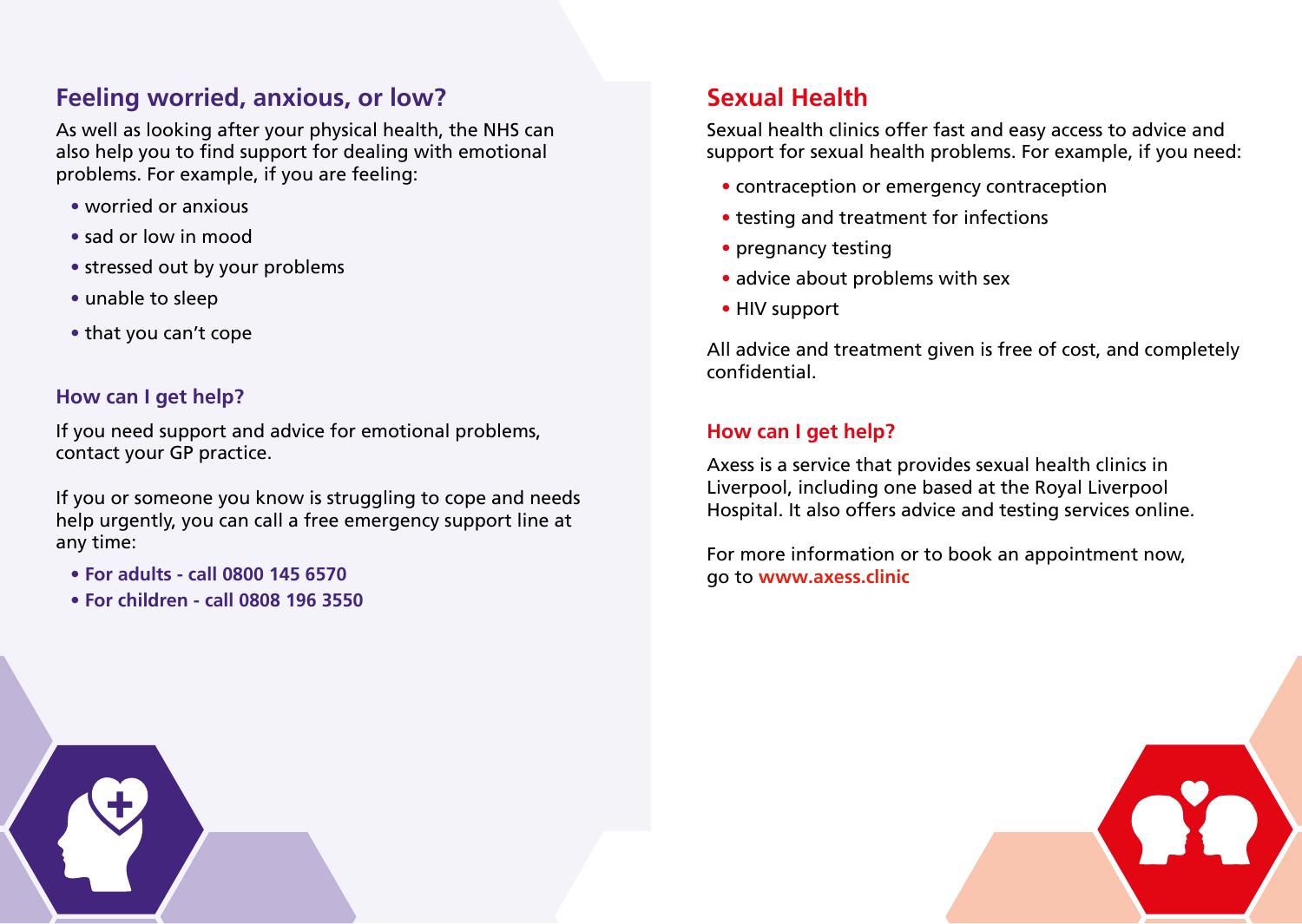## Feeling worried, anxious, or low?

As well as looking after your physical health, the NHS can also help you to find support for dealing with emotional problems. For example, if you are feeling:

- worried or anxious
- sad or low in mood
- stressed out by your problems
- unable to sleep
- that you can't cope

### How can I get help?

If you need support and advice for emotional problems, contact your GP practice.

If you or someone you know is struggling to cope and needs help urgently, you can call a free emergency support line at any time:

- **For adults - call 0800 145 6570**
- **For children - call 0808 196 3550**

## Sexual Health

Sexual health clinics offer fast and easy access to advice and support for sexual health problems. For example, if you need:

- contraception or emergency contraception
- testing and treatment for infections
- pregnancy testing
- advice about problems with sex
- HIV support

All advice and treatment given is free of cost, and completely confidential.

### How can I get help?

Axess is a service that provides sexual health clinics in Liverpool, including one based at the Royal Liverpool Hospital. It also offers advice and testing services online.

For more information or to book an appointment now, go to **www.axess.clinic**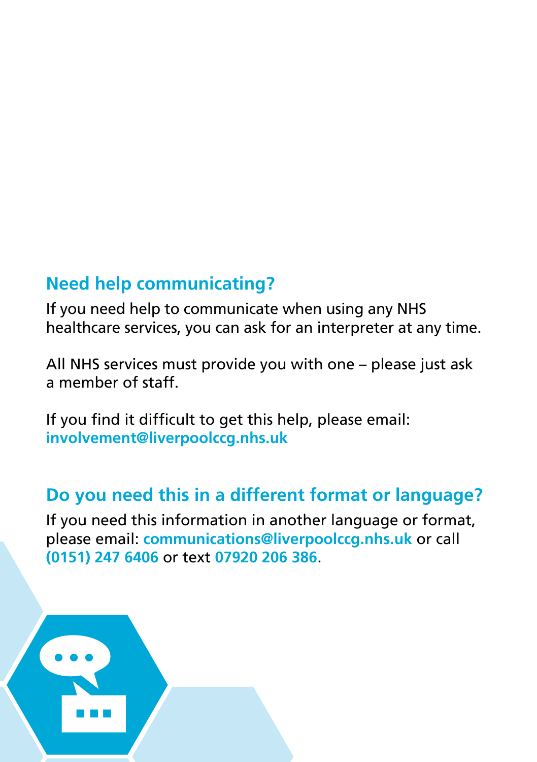## Need help communicating?

If you need help to communicate when using any NHS healthcare services, you can ask for an interpreter at any time.

All NHS services must provide you with one – please just ask a member of staff.

If you find it difficult to get this help, please email: **involvement@liverpoolccg.nhs.uk**

## Do you need this in a different format or language?

If you need this information in another language or format, please email: **communications@liverpoolccg.nhs.uk** or call **(0151) 247 6406** or text **07920 206 386**.